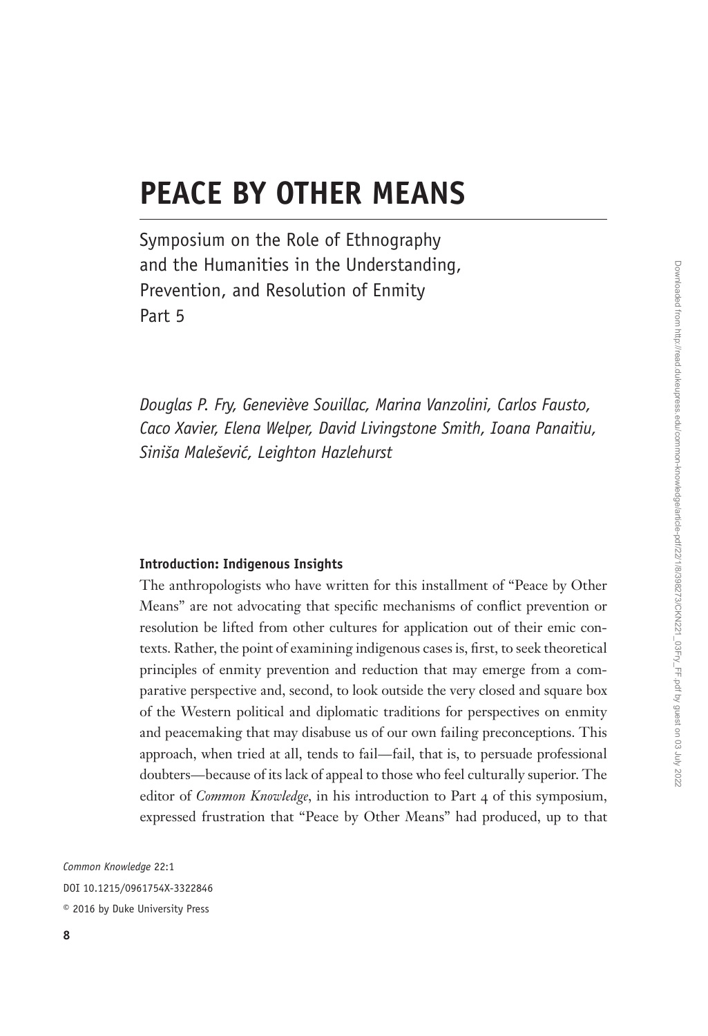# PEACE BY OTHER MEANS

Symposium on the Role of Ethnography and the Humanities in the Understanding, Prevention, and Resolution of Enmity
Part 5

*Douglas P. Fry, Geneviève Souillac, Marina Vanzolini, Carlos Fausto, Caco Xavier, Elena Welper, David Livingstone Smith, Ioana Panaitiu, Siniša Malešević, Leighton Hazlehurst*

### Introduction: Indigenous Insights

The anthropologists who have written for this installment of "Peace by Other Means" are not advocating that specific mechanisms of conflict prevention or resolution be lifted from other cultures for application out of their emic contexts. Rather, the point of examining indigenous cases is, first, to seek theoretical principles of enmity prevention and reduction that may emerge from a comparative perspective and, second, to look outside the very closed and square box of the Western political and diplomatic traditions for perspectives on enmity and peacemaking that may disabuse us of our own failing preconceptions. This approach, when tried at all, tends to fail—fail, that is, to persuade professional doubters—because of its lack of appeal to those who feel culturally superior. The editor of *Common Knowledge*, in his introduction to Part 4 of this symposium, expressed frustration that "Peace by Other Means" had produced, up to that

*Common Knowledge* 22:1
DOI 10.1215/0961754X-3322846
© 2016 by Duke University Press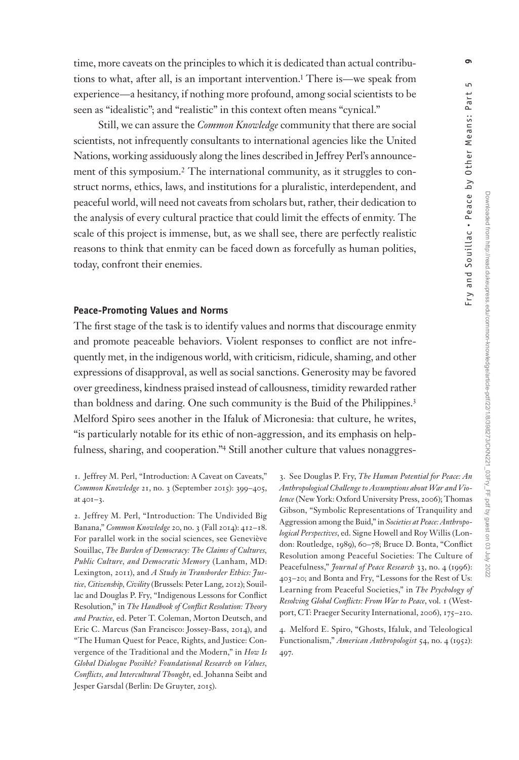time, more caveats on the principles to which it is dedicated than actual contributions to what, after all, is an important intervention.[1] There is—we speak from experience—a hesitancy, if nothing more profound, among social scientists to be seen as "idealistic"; and "realistic" in this context often means "cynical."

Still, we can assure the *Common Knowledge* community that there are social scientists, not infrequently consultants to international agencies like the United Nations, working assiduously along the lines described in Jeffrey Perl's announcement of this symposium.[2] The international community, as it struggles to construct norms, ethics, laws, and institutions for a pluralistic, interdependent, and peaceful world, will need not caveats from scholars but, rather, their dedication to the analysis of every cultural practice that could limit the effects of enmity. The scale of this project is immense, but, as we shall see, there are perfectly realistic reasons to think that enmity can be faced down as forcefully as human polities, today, confront their enemies.

## Peace-Promoting Values and Norms

The first stage of the task is to identify values and norms that discourage enmity and promote peaceable behaviors. Violent responses to conflict are not infrequently met, in the indigenous world, with criticism, ridicule, shaming, and other expressions of disapproval, as well as social sanctions. Generosity may be favored over greediness, kindness praised instead of callousness, timidity rewarded rather than boldness and daring. One such community is the Buid of the Philippines.[3] Melford Spiro sees another in the Ifaluk of Micronesia: that culture, he writes, "is particularly notable for its ethic of non-aggression, and its emphasis on helpfulness, sharing, and cooperation."[4] Still another culture that values nonaggres-

1. Jeffrey M. Perl, "Introduction: A Caveat on Caveats," *Common Knowledge* 21, no. 3 (September 2015): 399–405, at 401–3.

2. Jeffrey M. Perl, "Introduction: The Undivided Big Banana," *Common Knowledge* 20, no. 3 (Fall 2014): 412–18. For parallel work in the social sciences, see Geneviève Souillac, *The Burden of Democracy: The Claims of Cultures, Public Culture, and Democratic Memory* (Lanham, MD: Lexington, 2011), and *A Study in Transborder Ethics: Justice, Citizenship, Civility* (Brussels: Peter Lang, 2012); Souillac and Douglas P. Fry, "Indigenous Lessons for Conflict Resolution," in *The Handbook of Conflict Resolution: Theory and Practice*, ed. Peter T. Coleman, Morton Deutsch, and Eric C. Marcus (San Francisco: Jossey-Bass, 2014), and "The Human Quest for Peace, Rights, and Justice: Convergence of the Traditional and the Modern," in *How Is Global Dialogue Possible? Foundational Research on Values, Conflicts, and Intercultural Thought*, ed. Johanna Seibt and Jesper Garsdal (Berlin: De Gruyter, 2015).

3. See Douglas P. Fry, *The Human Potential for Peace: An Anthropological Challenge to Assumptions about War and Violence* (New York: Oxford University Press, 2006); Thomas Gibson, "Symbolic Representations of Tranquility and Aggression among the Buid," in *Societies at Peace: Anthropological Perspectives*, ed. Signe Howell and Roy Willis (London: Routledge, 1989), 60–78; Bruce D. Bonta, "Conflict Resolution among Peaceful Societies: The Culture of Peacefulness," *Journal of Peace Research* 33, no. 4 (1996): 403–20; and Bonta and Fry, "Lessons for the Rest of Us: Learning from Peaceful Societies," in *The Psychology of Resolving Global Conflicts: From War to Peace*, vol. 1 (Westport, CT: Praeger Security International, 2006), 175–210.

4. Melford E. Spiro, "Ghosts, Ifaluk, and Teleological Functionalism," *American Anthropologist* 54, no. 4 (1952): 497.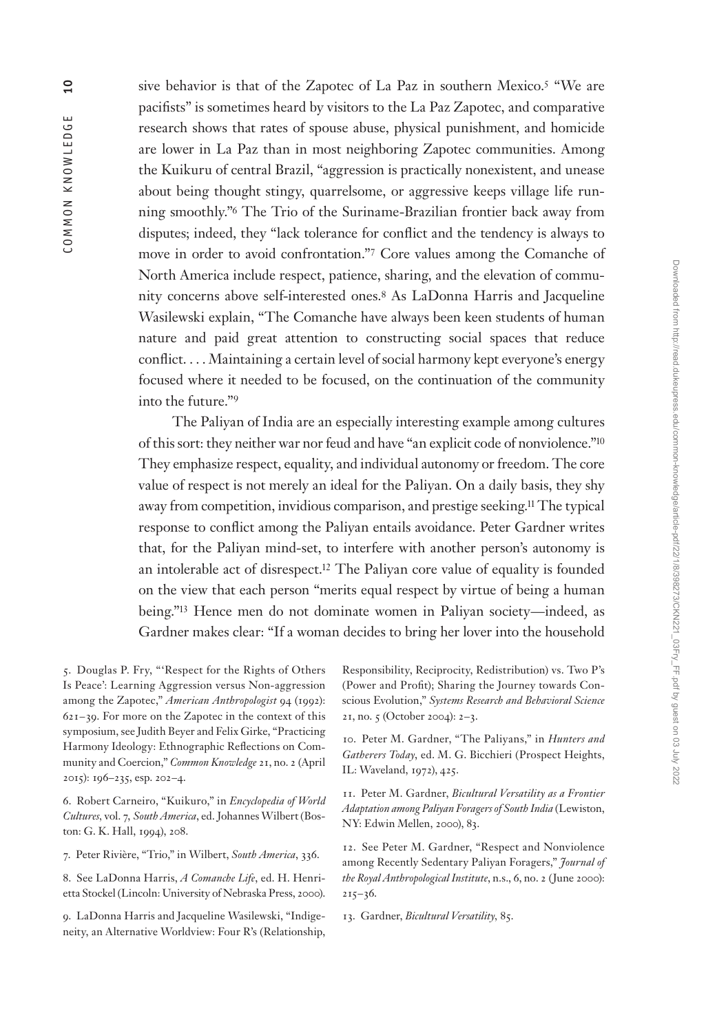sive behavior is that of the Zapotec of La Paz in southern Mexico.[5] "We are pacifists" is sometimes heard by visitors to the La Paz Zapotec, and comparative research shows that rates of spouse abuse, physical punishment, and homicide are lower in La Paz than in most neighboring Zapotec communities. Among the Kuikuru of central Brazil, "aggression is practically nonexistent, and unease about being thought stingy, quarrelsome, or aggressive keeps village life running smoothly."[6] The Trio of the Suriname-Brazilian frontier back away from disputes; indeed, they "lack tolerance for conflict and the tendency is always to move in order to avoid confrontation."[7] Core values among the Comanche of North America include respect, patience, sharing, and the elevation of community concerns above self-interested ones.[8] As LaDonna Harris and Jacqueline Wasilewski explain, "The Comanche have always been keen students of human nature and paid great attention to constructing social spaces that reduce conflict. . . . Maintaining a certain level of social harmony kept everyone's energy focused where it needed to be focused, on the continuation of the community into the future."[9]

The Paliyan of India are an especially interesting example among cultures of this sort: they neither war nor feud and have "an explicit code of nonviolence."[10] They emphasize respect, equality, and individual autonomy or freedom. The core value of respect is not merely an ideal for the Paliyan. On a daily basis, they shy away from competition, invidious comparison, and prestige seeking.[11] The typical response to conflict among the Paliyan entails avoidance. Peter Gardner writes that, for the Paliyan mind-set, to interfere with another person's autonomy is an intolerable act of disrespect.[12] The Paliyan core value of equality is founded on the view that each person "merits equal respect by virtue of being a human being."[13] Hence men do not dominate women in Paliyan society—indeed, as Gardner makes clear: "If a woman decides to bring her lover into the household

5. Douglas P. Fry, "'Respect for the Rights of Others Is Peace': Learning Aggression versus Non-aggression among the Zapotec," *American Anthropologist* 94 (1992): 621–39. For more on the Zapotec in the context of this symposium, see Judith Beyer and Felix Girke, "Practicing Harmony Ideology: Ethnographic Reflections on Community and Coercion," *Common Knowledge* 21, no. 2 (April 2015): 196–235, esp. 202–4.

6. Robert Carneiro, "Kuikuro," in *Encyclopedia of World Cultures*, vol. 7, *South America*, ed. Johannes Wilbert (Boston: G. K. Hall, 1994), 208.

7. Peter Rivière, "Trio," in Wilbert, *South America*, 336.

8. See LaDonna Harris, *A Comanche Life*, ed. H. Henrietta Stockel (Lincoln: University of Nebraska Press, 2000).

9. LaDonna Harris and Jacqueline Wasilewski, "Indigeneity, an Alternative Worldview: Four R's (Relationship, Responsibility, Reciprocity, Redistribution) vs. Two P's (Power and Profit); Sharing the Journey towards Conscious Evolution," *Systems Research and Behavioral Science* 21, no. 5 (October 2004): 2–3.

10. Peter M. Gardner, "The Paliyans," in *Hunters and Gatherers Today*, ed. M. G. Bicchieri (Prospect Heights, IL: Waveland, 1972), 425.

11. Peter M. Gardner, *Bicultural Versatility as a Frontier Adaptation among Paliyan Foragers of South India* (Lewiston, NY: Edwin Mellen, 2000), 83.

12. See Peter M. Gardner, "Respect and Nonviolence among Recently Sedentary Paliyan Foragers," *Journal of the Royal Anthropological Institute*, n.s., 6, no. 2 (June 2000): 215–36.

13. Gardner, *Bicultural Versatility*, 85.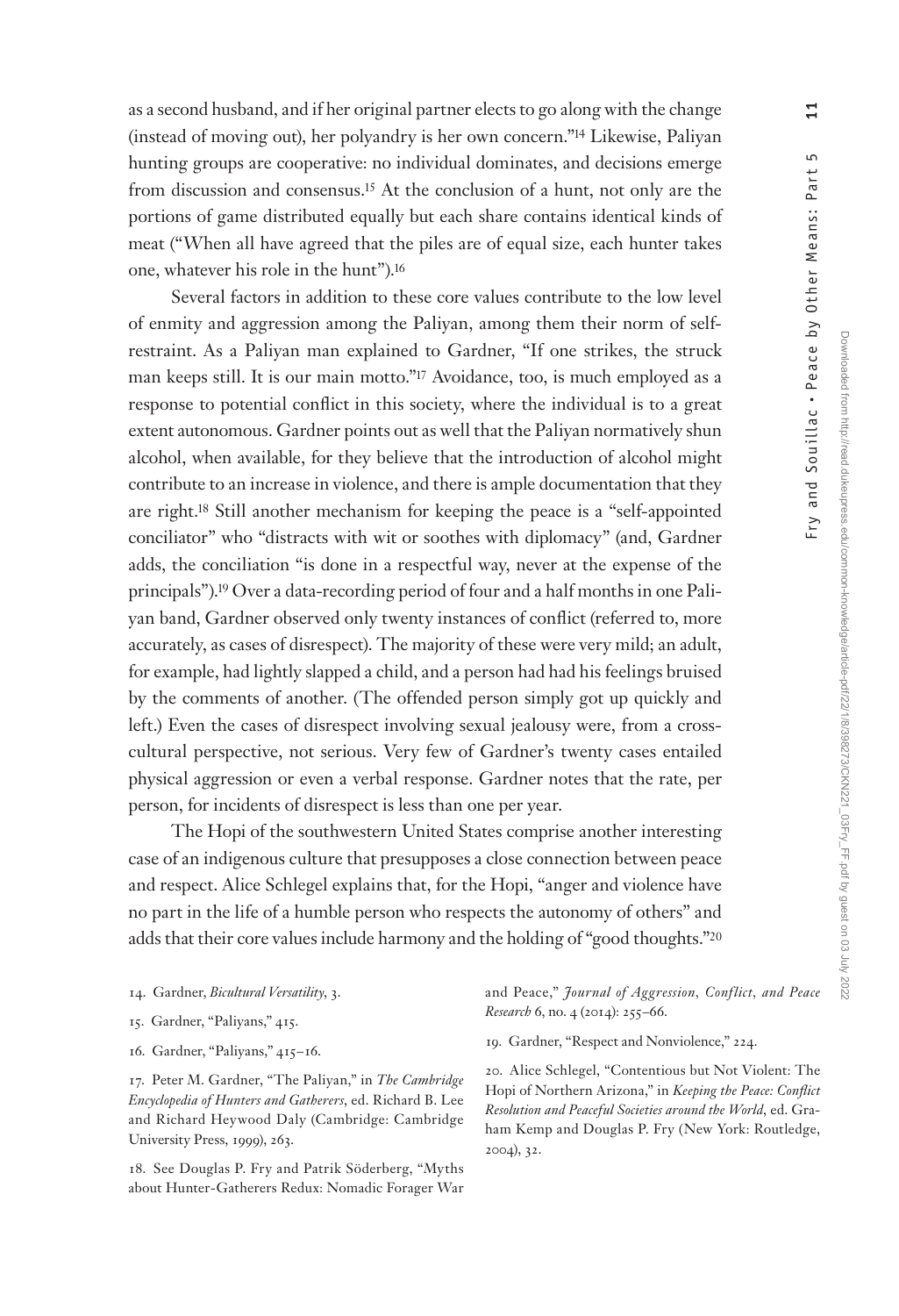as a second husband, and if her original partner elects to go along with the change (instead of moving out), her polyandry is her own concern."[14] Likewise, Paliyan hunting groups are cooperative: no individual dominates, and decisions emerge from discussion and consensus.[15] At the conclusion of a hunt, not only are the portions of game distributed equally but each share contains identical kinds of meat ("When all have agreed that the piles are of equal size, each hunter takes one, whatever his role in the hunt").[16]

Several factors in addition to these core values contribute to the low level of enmity and aggression among the Paliyan, among them their norm of self-restraint. As a Paliyan man explained to Gardner, "If one strikes, the struck man keeps still. It is our main motto."[17] Avoidance, too, is much employed as a response to potential conflict in this society, where the individual is to a great extent autonomous. Gardner points out as well that the Paliyan normatively shun alcohol, when available, for they believe that the introduction of alcohol might contribute to an increase in violence, and there is ample documentation that they are right.[18] Still another mechanism for keeping the peace is a "self-appointed conciliator" who "distracts with wit or soothes with diplomacy" (and, Gardner adds, the conciliation "is done in a respectful way, never at the expense of the principals").[19] Over a data-recording period of four and a half months in one Paliyan band, Gardner observed only twenty instances of conflict (referred to, more accurately, as cases of disrespect). The majority of these were very mild; an adult, for example, had lightly slapped a child, and a person had had his feelings bruised by the comments of another. (The offended person simply got up quickly and left.) Even the cases of disrespect involving sexual jealousy were, from a cross-cultural perspective, not serious. Very few of Gardner's twenty cases entailed physical aggression or even a verbal response. Gardner notes that the rate, per person, for incidents of disrespect is less than one per year.

The Hopi of the southwestern United States comprise another interesting case of an indigenous culture that presupposes a close connection between peace and respect. Alice Schlegel explains that, for the Hopi, "anger and violence have no part in the life of a humble person who respects the autonomy of others" and adds that their core values include harmony and the holding of "good thoughts."[20]

14. Gardner, *Bicultural Versatility*, 3.

15. Gardner, "Paliyans," 415.

16. Gardner, "Paliyans," 415–16.

17. Peter M. Gardner, "The Paliyan," in *The Cambridge Encyclopedia of Hunters and Gatherers*, ed. Richard B. Lee and Richard Heywood Daly (Cambridge: Cambridge University Press, 1999), 263.

18. See Douglas P. Fry and Patrik Söderberg, "Myths about Hunter-Gatherers Redux: Nomadic Forager War and Peace," *Journal of Aggression, Conflict, and Peace Research* 6, no. 4 (2014): 255–66.

19. Gardner, "Respect and Nonviolence," 224.

20. Alice Schlegel, "Contentious but Not Violent: The Hopi of Northern Arizona," in *Keeping the Peace: Conflict Resolution and Peaceful Societies around the World*, ed. Graham Kemp and Douglas P. Fry (New York: Routledge, 2004), 32.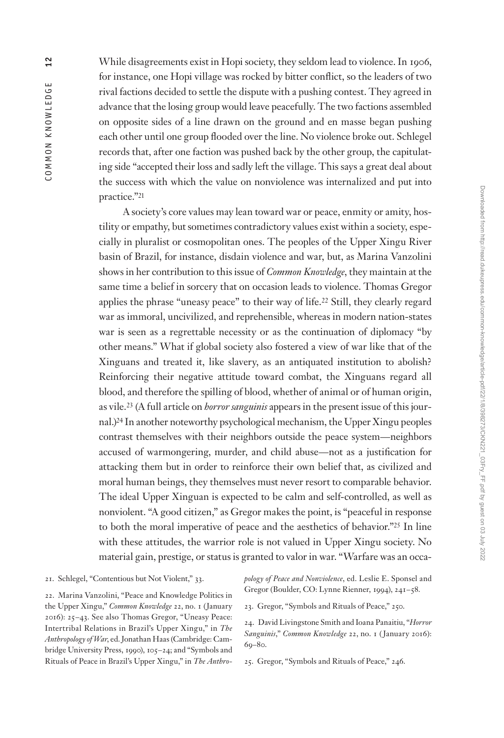While disagreements exist in Hopi society, they seldom lead to violence. In 1906, for instance, one Hopi village was rocked by bitter conflict, so the leaders of two rival factions decided to settle the dispute with a pushing contest. They agreed in advance that the losing group would leave peacefully. The two factions assembled on opposite sides of a line drawn on the ground and en masse began pushing each other until one group flooded over the line. No violence broke out. Schlegel records that, after one faction was pushed back by the other group, the capitulating side "accepted their loss and sadly left the village. This says a great deal about the success with which the value on nonviolence was internalized and put into practice."[21]

A society's core values may lean toward war or peace, enmity or amity, hostility or empathy, but sometimes contradictory values exist within a society, especially in pluralist or cosmopolitan ones. The peoples of the Upper Xingu River basin of Brazil, for instance, disdain violence and war, but, as Marina Vanzolini shows in her contribution to this issue of *Common Knowledge*, they maintain at the same time a belief in sorcery that on occasion leads to violence. Thomas Gregor applies the phrase "uneasy peace" to their way of life.[22] Still, they clearly regard war as immoral, uncivilized, and reprehensible, whereas in modern nation-states war is seen as a regrettable necessity or as the continuation of diplomacy "by other means." What if global society also fostered a view of war like that of the Xinguans and treated it, like slavery, as an antiquated institution to abolish? Reinforcing their negative attitude toward combat, the Xinguans regard all blood, and therefore the spilling of blood, whether of animal or of human origin, as vile.[23] (A full article on *horror sanguinis* appears in the present issue of this journal.)[24] In another noteworthy psychological mechanism, the Upper Xingu peoples contrast themselves with their neighbors outside the peace system—neighbors accused of warmongering, murder, and child abuse—not as a justification for attacking them but in order to reinforce their own belief that, as civilized and moral human beings, they themselves must never resort to comparable behavior. The ideal Upper Xinguan is expected to be calm and self-controlled, as well as nonviolent. "A good citizen," as Gregor makes the point, is "peaceful in response to both the moral imperative of peace and the aesthetics of behavior."[25] In line with these attitudes, the warrior role is not valued in Upper Xingu society. No material gain, prestige, or status is granted to valor in war. "Warfare was an occa-

21. Schlegel, "Contentious but Not Violent," 33.

22. Marina Vanzolini, "Peace and Knowledge Politics in the Upper Xingu," *Common Knowledge* 22, no. 1 (January 2016): 25–43. See also Thomas Gregor, "Uneasy Peace: Intertribal Relations in Brazil's Upper Xingu," in *The Anthropology of War*, ed. Jonathan Haas (Cambridge: Cambridge University Press, 1990), 105–24; and "Symbols and Rituals of Peace in Brazil's Upper Xingu," in *The Anthropology of Peace and Nonviolence*, ed. Leslie E. Sponsel and Gregor (Boulder, CO: Lynne Rienner, 1994), 241–58.

23. Gregor, "Symbols and Rituals of Peace," 250.

24. David Livingstone Smith and Ioana Panaitiu, "*Horror Sanguinis*," *Common Knowledge* 22, no. 1 (January 2016): 69–80.

25. Gregor, "Symbols and Rituals of Peace," 246.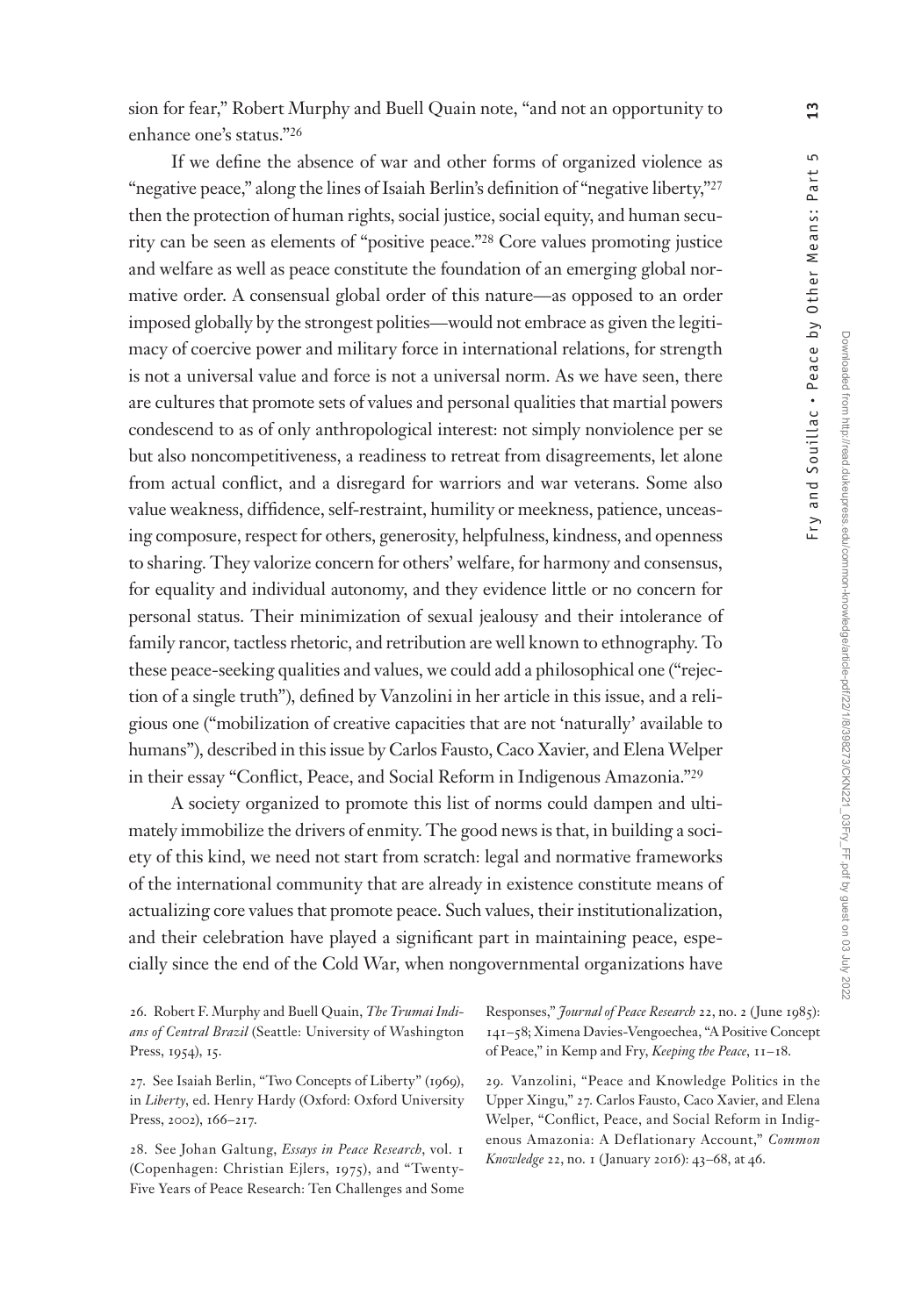sion for fear," Robert Murphy and Buell Quain note, "and not an opportunity to enhance one's status."[26]

If we define the absence of war and other forms of organized violence as "negative peace," along the lines of Isaiah Berlin's definition of "negative liberty,"[27] then the protection of human rights, social justice, social equity, and human security can be seen as elements of "positive peace."[28] Core values promoting justice and welfare as well as peace constitute the foundation of an emerging global normative order. A consensual global order of this nature—as opposed to an order imposed globally by the strongest polities—would not embrace as given the legitimacy of coercive power and military force in international relations, for strength is not a universal value and force is not a universal norm. As we have seen, there are cultures that promote sets of values and personal qualities that martial powers condescend to as of only anthropological interest: not simply nonviolence per se but also noncompetitiveness, a readiness to retreat from disagreements, let alone from actual conflict, and a disregard for warriors and war veterans. Some also value weakness, diffidence, self-restraint, humility or meekness, patience, unceasing composure, respect for others, generosity, helpfulness, kindness, and openness to sharing. They valorize concern for others' welfare, for harmony and consensus, for equality and individual autonomy, and they evidence little or no concern for personal status. Their minimization of sexual jealousy and their intolerance of family rancor, tactless rhetoric, and retribution are well known to ethnography. To these peace-seeking qualities and values, we could add a philosophical one ("rejection of a single truth"), defined by Vanzolini in her article in this issue, and a religious one ("mobilization of creative capacities that are not 'naturally' available to humans"), described in this issue by Carlos Fausto, Caco Xavier, and Elena Welper in their essay "Conflict, Peace, and Social Reform in Indigenous Amazonia."[29]

A society organized to promote this list of norms could dampen and ultimately immobilize the drivers of enmity. The good news is that, in building a society of this kind, we need not start from scratch: legal and normative frameworks of the international community that are already in existence constitute means of actualizing core values that promote peace. Such values, their institutionalization, and their celebration have played a significant part in maintaining peace, especially since the end of the Cold War, when nongovernmental organizations have

26. Robert F. Murphy and Buell Quain, *The Trumai Indians of Central Brazil* (Seattle: University of Washington Press, 1954), 15.

27. See Isaiah Berlin, "Two Concepts of Liberty" (1969), in *Liberty*, ed. Henry Hardy (Oxford: Oxford University Press, 2002), 166–217.

28. See Johan Galtung, *Essays in Peace Research*, vol. 1 (Copenhagen: Christian Ejlers, 1975), and "Twenty-Five Years of Peace Research: Ten Challenges and Some Responses," *Journal of Peace Research* 22, no. 2 (June 1985): 141–58; Ximena Davies-Vengoechea, "A Positive Concept of Peace," in Kemp and Fry, *Keeping the Peace*, 11–18.

29. Vanzolini, "Peace and Knowledge Politics in the Upper Xingu," 27. Carlos Fausto, Caco Xavier, and Elena Welper, "Conflict, Peace, and Social Reform in Indigenous Amazonia: A Deflationary Account," *Common Knowledge* 22, no. 1 (January 2016): 43–68, at 46.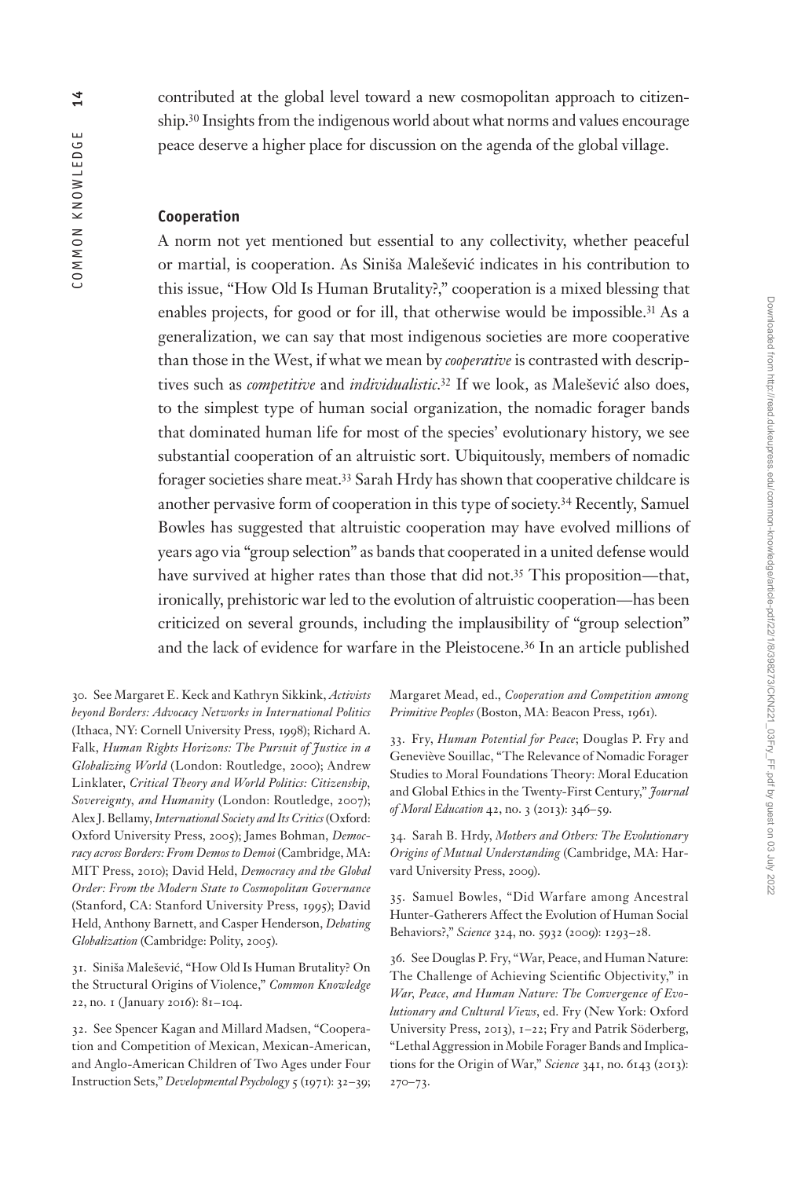contributed at the global level toward a new cosmopolitan approach to citizenship.[30] Insights from the indigenous world about what norms and values encourage peace deserve a higher place for discussion on the agenda of the global village.

## Cooperation

A norm not yet mentioned but essential to any collectivity, whether peaceful or martial, is cooperation. As Siniša Malešević indicates in his contribution to this issue, "How Old Is Human Brutality?," cooperation is a mixed blessing that enables projects, for good or for ill, that otherwise would be impossible.[31] As a generalization, we can say that most indigenous societies are more cooperative than those in the West, if what we mean by *cooperative* is contrasted with descriptives such as *competitive* and *individualistic*.[32] If we look, as Malešević also does, to the simplest type of human social organization, the nomadic forager bands that dominated human life for most of the species' evolutionary history, we see substantial cooperation of an altruistic sort. Ubiquitously, members of nomadic forager societies share meat.[33] Sarah Hrdy has shown that cooperative childcare is another pervasive form of cooperation in this type of society.[34] Recently, Samuel Bowles has suggested that altruistic cooperation may have evolved millions of years ago via "group selection" as bands that cooperated in a united defense would have survived at higher rates than those that did not.[35] This proposition—that, ironically, prehistoric war led to the evolution of altruistic cooperation—has been criticized on several grounds, including the implausibility of "group selection" and the lack of evidence for warfare in the Pleistocene.[36] In an article published

30. See Margaret E. Keck and Kathryn Sikkink, *Activists beyond Borders: Advocacy Networks in International Politics* (Ithaca, NY: Cornell University Press, 1998); Richard A. Falk, *Human Rights Horizons: The Pursuit of Justice in a Globalizing World* (London: Routledge, 2000); Andrew Linklater, *Critical Theory and World Politics: Citizenship, Sovereignty, and Humanity* (London: Routledge, 2007); Alex J. Bellamy, *International Society and Its Critics* (Oxford: Oxford University Press, 2005); James Bohman, *Democracy across Borders: From Demos to Demoi* (Cambridge, MA: MIT Press, 2010); David Held, *Democracy and the Global Order: From the Modern State to Cosmopolitan Governance* (Stanford, CA: Stanford University Press, 1995); David Held, Anthony Barnett, and Casper Henderson, *Debating Globalization* (Cambridge: Polity, 2005).

31. Siniša Malešević, "How Old Is Human Brutality? On the Structural Origins of Violence," *Common Knowledge* 22, no. 1 (January 2016): 81–104.

32. See Spencer Kagan and Millard Madsen, "Cooperation and Competition of Mexican, Mexican-American, and Anglo-American Children of Two Ages under Four Instruction Sets," *Developmental Psychology* 5 (1971): 32–39; Margaret Mead, ed., *Cooperation and Competition among Primitive Peoples* (Boston, MA: Beacon Press, 1961).

33. Fry, *Human Potential for Peace*; Douglas P. Fry and Geneviève Souillac, "The Relevance of Nomadic Forager Studies to Moral Foundations Theory: Moral Education and Global Ethics in the Twenty-First Century," *Journal of Moral Education* 42, no. 3 (2013): 346–59.

34. Sarah B. Hrdy, *Mothers and Others: The Evolutionary Origins of Mutual Understanding* (Cambridge, MA: Harvard University Press, 2009).

35. Samuel Bowles, "Did Warfare among Ancestral Hunter-Gatherers Affect the Evolution of Human Social Behaviors?," *Science* 324, no. 5932 (2009): 1293–28.

36. See Douglas P. Fry, "War, Peace, and Human Nature: The Challenge of Achieving Scientific Objectivity," in *War, Peace, and Human Nature: The Convergence of Evolutionary and Cultural Views*, ed. Fry (New York: Oxford University Press, 2013), 1–22; Fry and Patrik Söderberg, "Lethal Aggression in Mobile Forager Bands and Implications for the Origin of War," *Science* 341, no. 6143 (2013): 270–73.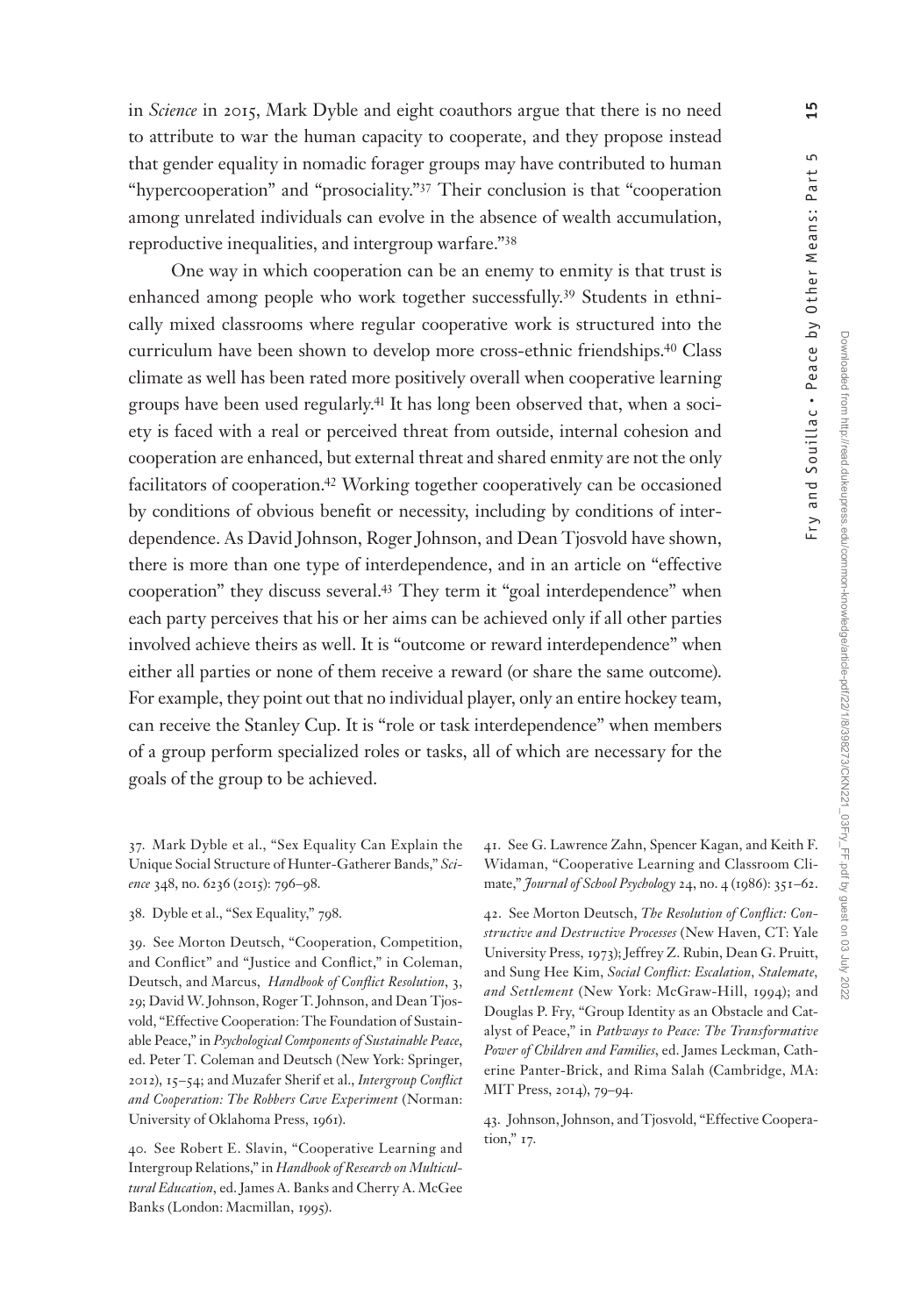in *Science* in 2015, Mark Dyble and eight coauthors argue that there is no need to attribute to war the human capacity to cooperate, and they propose instead that gender equality in nomadic forager groups may have contributed to human "hypercooperation" and "prosociality."[37] Their conclusion is that "cooperation among unrelated individuals can evolve in the absence of wealth accumulation, reproductive inequalities, and intergroup warfare."[38]

One way in which cooperation can be an enemy to enmity is that trust is enhanced among people who work together successfully.[39] Students in ethnically mixed classrooms where regular cooperative work is structured into the curriculum have been shown to develop more cross-ethnic friendships.[40] Class climate as well has been rated more positively overall when cooperative learning groups have been used regularly.[41] It has long been observed that, when a society is faced with a real or perceived threat from outside, internal cohesion and cooperation are enhanced, but external threat and shared enmity are not the only facilitators of cooperation.[42] Working together cooperatively can be occasioned by conditions of obvious benefit or necessity, including by conditions of interdependence. As David Johnson, Roger Johnson, and Dean Tjosvold have shown, there is more than one type of interdependence, and in an article on "effective cooperation" they discuss several.[43] They term it "goal interdependence" when each party perceives that his or her aims can be achieved only if all other parties involved achieve theirs as well. It is "outcome or reward interdependence" when either all parties or none of them receive a reward (or share the same outcome). For example, they point out that no individual player, only an entire hockey team, can receive the Stanley Cup. It is "role or task interdependence" when members of a group perform specialized roles or tasks, all of which are necessary for the goals of the group to be achieved.

37. Mark Dyble et al., "Sex Equality Can Explain the Unique Social Structure of Hunter-Gatherer Bands," *Science* 348, no. 6236 (2015): 796–98.

38. Dyble et al., "Sex Equality," 798.

39. See Morton Deutsch, "Cooperation, Competition, and Conflict" and "Justice and Conflict," in Coleman, Deutsch, and Marcus, *Handbook of Conflict Resolution*, 3, 29; David W. Johnson, Roger T. Johnson, and Dean Tjosvold, "Effective Cooperation: The Foundation of Sustainable Peace," in *Psychological Components of Sustainable Peace*, ed. Peter T. Coleman and Deutsch (New York: Springer, 2012), 15–54; and Muzafer Sherif et al., *Intergroup Conflict and Cooperation: The Robbers Cave Experiment* (Norman: University of Oklahoma Press, 1961).

40. See Robert E. Slavin, "Cooperative Learning and Intergroup Relations," in *Handbook of Research on Multicultural Education*, ed. James A. Banks and Cherry A. McGee Banks (London: Macmillan, 1995).

41. See G. Lawrence Zahn, Spencer Kagan, and Keith F. Widaman, "Cooperative Learning and Classroom Climate," *Journal of School Psychology* 24, no. 4 (1986): 351–62.

42. See Morton Deutsch, *The Resolution of Conflict: Constructive and Destructive Processes* (New Haven, CT: Yale University Press, 1973); Jeffrey Z. Rubin, Dean G. Pruitt, and Sung Hee Kim, *Social Conflict: Escalation, Stalemate, and Settlement* (New York: McGraw-Hill, 1994); and Douglas P. Fry, "Group Identity as an Obstacle and Catalyst of Peace," in *Pathways to Peace: The Transformative Power of Children and Families*, ed. James Leckman, Catherine Panter-Brick, and Rima Salah (Cambridge, MA: MIT Press, 2014), 79–94.

43. Johnson, Johnson, and Tjosvold, "Effective Cooperation," 17.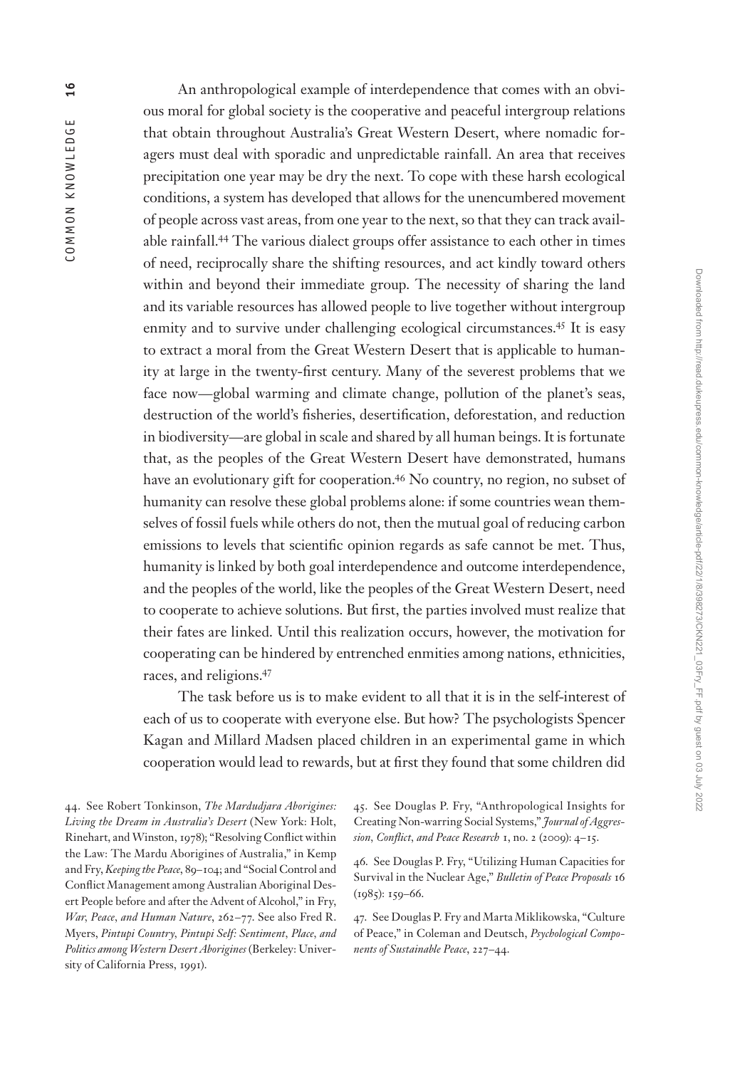An anthropological example of interdependence that comes with an obvious moral for global society is the cooperative and peaceful intergroup relations that obtain throughout Australia's Great Western Desert, where nomadic foragers must deal with sporadic and unpredictable rainfall. An area that receives precipitation one year may be dry the next. To cope with these harsh ecological conditions, a system has developed that allows for the unencumbered movement of people across vast areas, from one year to the next, so that they can track available rainfall.[44] The various dialect groups offer assistance to each other in times of need, reciprocally share the shifting resources, and act kindly toward others within and beyond their immediate group. The necessity of sharing the land and its variable resources has allowed people to live together without intergroup enmity and to survive under challenging ecological circumstances.[45] It is easy to extract a moral from the Great Western Desert that is applicable to humanity at large in the twenty-first century. Many of the severest problems that we face now—global warming and climate change, pollution of the planet's seas, destruction of the world's fisheries, desertification, deforestation, and reduction in biodiversity—are global in scale and shared by all human beings. It is fortunate that, as the peoples of the Great Western Desert have demonstrated, humans have an evolutionary gift for cooperation.[46] No country, no region, no subset of humanity can resolve these global problems alone: if some countries wean themselves of fossil fuels while others do not, then the mutual goal of reducing carbon emissions to levels that scientific opinion regards as safe cannot be met. Thus, humanity is linked by both goal interdependence and outcome interdependence, and the peoples of the world, like the peoples of the Great Western Desert, need to cooperate to achieve solutions. But first, the parties involved must realize that their fates are linked. Until this realization occurs, however, the motivation for cooperating can be hindered by entrenched enmities among nations, ethnicities, races, and religions.[47]

The task before us is to make evident to all that it is in the self-interest of each of us to cooperate with everyone else. But how? The psychologists Spencer Kagan and Millard Madsen placed children in an experimental game in which cooperation would lead to rewards, but at first they found that some children did

44. See Robert Tonkinson, *The Mardudjara Aborigines: Living the Dream in Australia's Desert* (New York: Holt, Rinehart, and Winston, 1978); "Resolving Conflict within the Law: The Mardu Aborigines of Australia," in Kemp and Fry, *Keeping the Peace*, 89–104; and "Social Control and Conflict Management among Australian Aboriginal Desert People before and after the Advent of Alcohol," in Fry, *War, Peace, and Human Nature*, 262–77. See also Fred R. Myers, *Pintupi Country, Pintupi Self: Sentiment, Place, and Politics among Western Desert Aborigines* (Berkeley: University of California Press, 1991).

45. See Douglas P. Fry, "Anthropological Insights for Creating Non-warring Social Systems," *Journal of Aggression, Conflict, and Peace Research* 1, no. 2 (2009): 4–15.

46. See Douglas P. Fry, "Utilizing Human Capacities for Survival in the Nuclear Age," *Bulletin of Peace Proposals* 16 (1985): 159–66.

47. See Douglas P. Fry and Marta Miklikowska, "Culture of Peace," in Coleman and Deutsch, *Psychological Components of Sustainable Peace*, 227–44.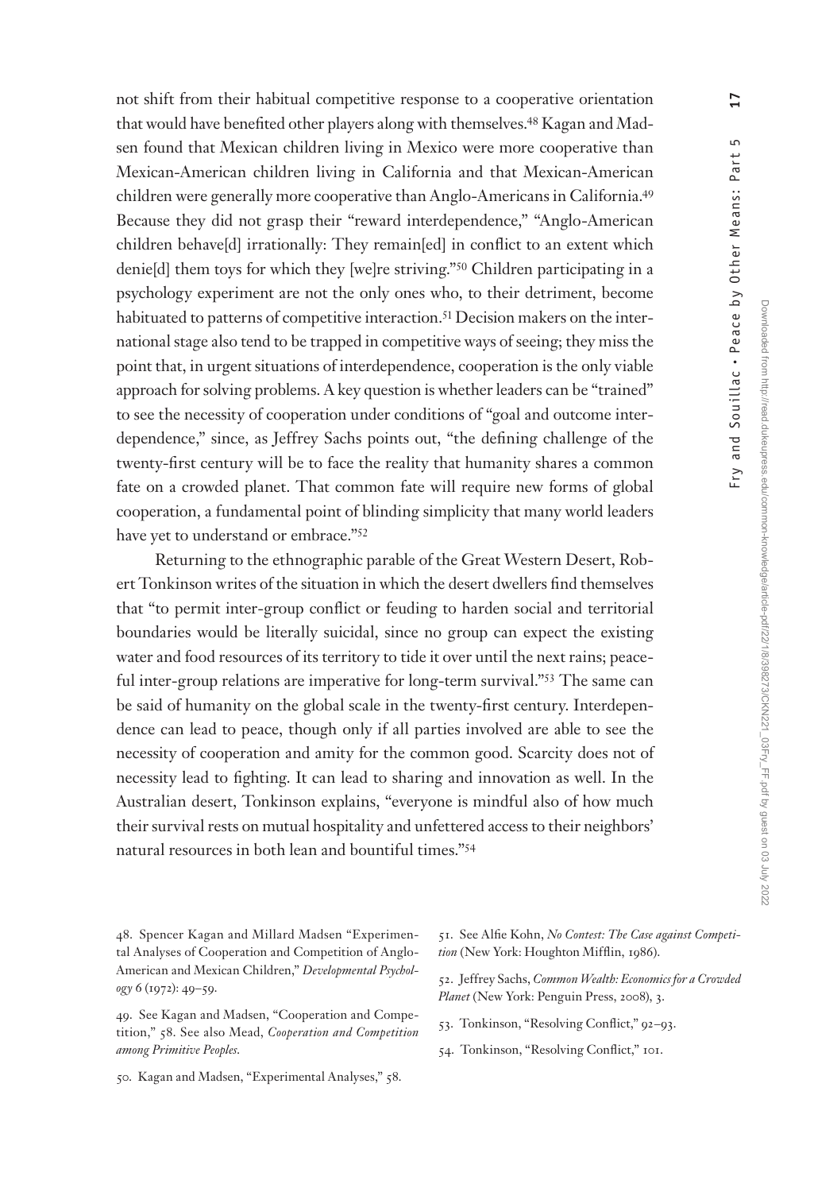not shift from their habitual competitive response to a cooperative orientation that would have benefited other players along with themselves.[48] Kagan and Madsen found that Mexican children living in Mexico were more cooperative than Mexican-American children living in California and that Mexican-American children were generally more cooperative than Anglo-Americans in California.[49] Because they did not grasp their "reward interdependence," "Anglo-American children behave[d] irrationally: They remain[ed] in conflict to an extent which denie[d] them toys for which they [we]re striving."[50] Children participating in a psychology experiment are not the only ones who, to their detriment, become habituated to patterns of competitive interaction.[51] Decision makers on the international stage also tend to be trapped in competitive ways of seeing; they miss the point that, in urgent situations of interdependence, cooperation is the only viable approach for solving problems. A key question is whether leaders can be "trained" to see the necessity of cooperation under conditions of "goal and outcome interdependence," since, as Jeffrey Sachs points out, "the defining challenge of the twenty-first century will be to face the reality that humanity shares a common fate on a crowded planet. That common fate will require new forms of global cooperation, a fundamental point of blinding simplicity that many world leaders have yet to understand or embrace."[52]

Returning to the ethnographic parable of the Great Western Desert, Robert Tonkinson writes of the situation in which the desert dwellers find themselves that "to permit inter-group conflict or feuding to harden social and territorial boundaries would be literally suicidal, since no group can expect the existing water and food resources of its territory to tide it over until the next rains; peaceful inter-group relations are imperative for long-term survival."[53] The same can be said of humanity on the global scale in the twenty-first century. Interdependence can lead to peace, though only if all parties involved are able to see the necessity of cooperation and amity for the common good. Scarcity does not of necessity lead to fighting. It can lead to sharing and innovation as well. In the Australian desert, Tonkinson explains, "everyone is mindful also of how much their survival rests on mutual hospitality and unfettered access to their neighbors' natural resources in both lean and bountiful times."[54]

48. Spencer Kagan and Millard Madsen "Experimental Analyses of Cooperation and Competition of Anglo-American and Mexican Children," *Developmental Psychology* 6 (1972): 49–59.

49. See Kagan and Madsen, "Cooperation and Competition," 58. See also Mead, *Cooperation and Competition among Primitive Peoples*.

50. Kagan and Madsen, "Experimental Analyses," 58.

51. See Alfie Kohn, *No Contest: The Case against Competition* (New York: Houghton Mifflin, 1986).

52. Jeffrey Sachs, *Common Wealth: Economics for a Crowded Planet* (New York: Penguin Press, 2008), 3.

53. Tonkinson, "Resolving Conflict," 92–93.

54. Tonkinson, "Resolving Conflict," 101.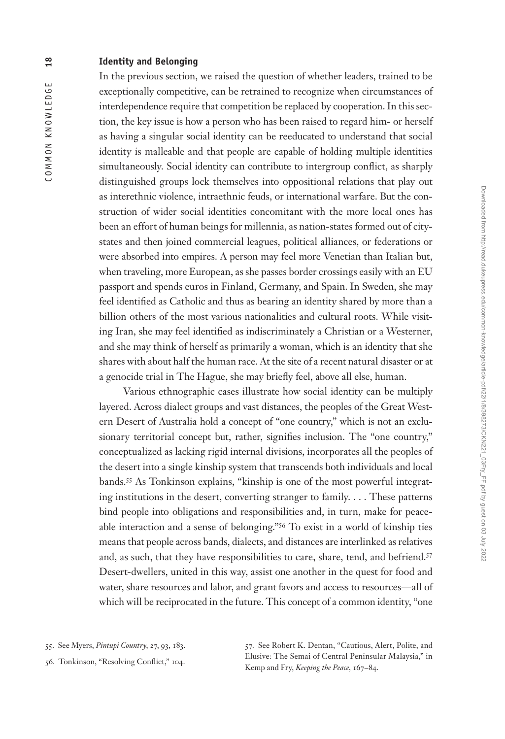## Identity and Belonging

In the previous section, we raised the question of whether leaders, trained to be exceptionally competitive, can be retrained to recognize when circumstances of interdependence require that competition be replaced by cooperation. In this section, the key issue is how a person who has been raised to regard him- or herself as having a singular social identity can be reeducated to understand that social identity is malleable and that people are capable of holding multiple identities simultaneously. Social identity can contribute to intergroup conflict, as sharply distinguished groups lock themselves into oppositional relations that play out as interethnic violence, intraethnic feuds, or international warfare. But the construction of wider social identities concomitant with the more local ones has been an effort of human beings for millennia, as nation-states formed out of city-states and then joined commercial leagues, political alliances, or federations or were absorbed into empires. A person may feel more Venetian than Italian but, when traveling, more European, as she passes border crossings easily with an EU passport and spends euros in Finland, Germany, and Spain. In Sweden, she may feel identified as Catholic and thus as bearing an identity shared by more than a billion others of the most various nationalities and cultural roots. While visiting Iran, she may feel identified as indiscriminately a Christian or a Westerner, and she may think of herself as primarily a woman, which is an identity that she shares with about half the human race. At the site of a recent natural disaster or at a genocide trial in The Hague, she may briefly feel, above all else, human.

Various ethnographic cases illustrate how social identity can be multiply layered. Across dialect groups and vast distances, the peoples of the Great Western Desert of Australia hold a concept of "one country," which is not an exclusionary territorial concept but, rather, signifies inclusion. The "one country," conceptualized as lacking rigid internal divisions, incorporates all the peoples of the desert into a single kinship system that transcends both individuals and local bands.[55] As Tonkinson explains, "kinship is one of the most powerful integrating institutions in the desert, converting stranger to family. . . . These patterns bind people into obligations and responsibilities and, in turn, make for peaceable interaction and a sense of belonging."[56] To exist in a world of kinship ties means that people across bands, dialects, and distances are interlinked as relatives and, as such, that they have responsibilities to care, share, tend, and befriend.[57] Desert-dwellers, united in this way, assist one another in the quest for food and water, share resources and labor, and grant favors and access to resources—all of which will be reciprocated in the future. This concept of a common identity, "one

55. See Myers, *Pintupi Country*, 27, 93, 183.

56. Tonkinson, "Resolving Conflict," 104.

57. See Robert K. Dentan, "Cautious, Alert, Polite, and Elusive: The Semai of Central Peninsular Malaysia," in Kemp and Fry, *Keeping the Peace*, 167–84.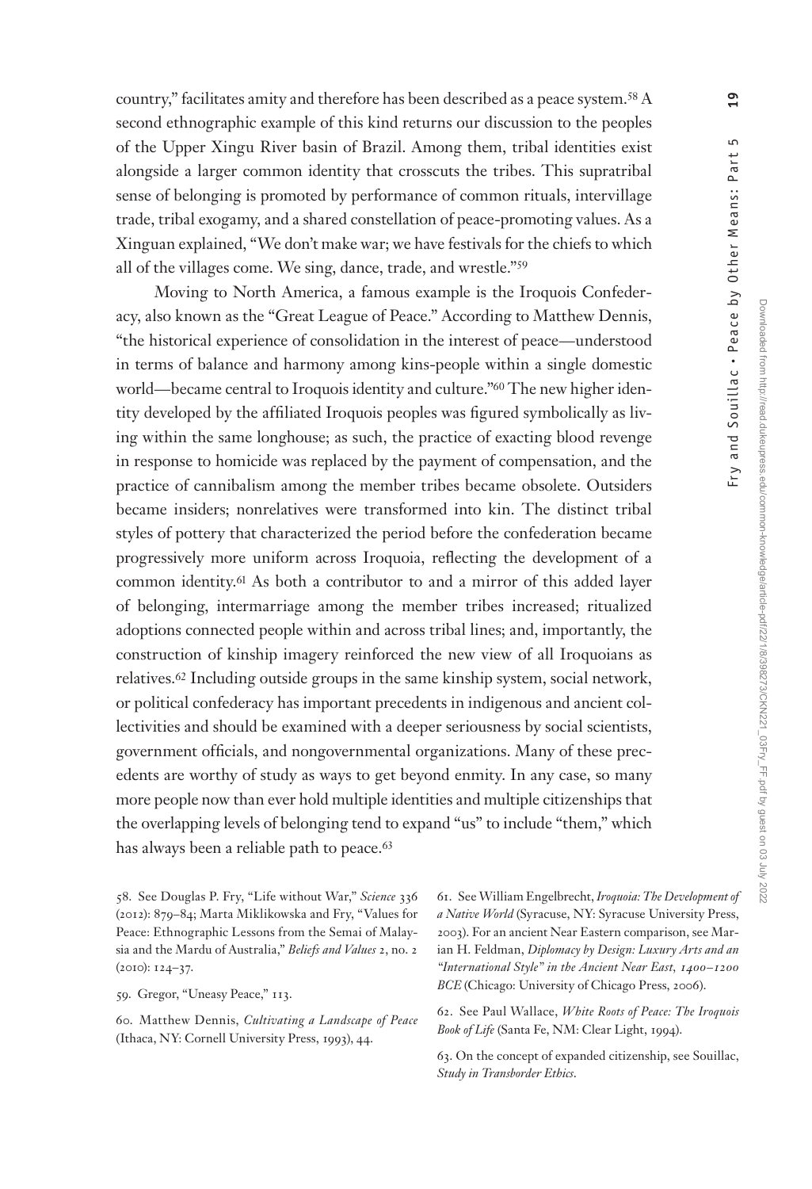country," facilitates amity and therefore has been described as a peace system.[58] A second ethnographic example of this kind returns our discussion to the peoples of the Upper Xingu River basin of Brazil. Among them, tribal identities exist alongside a larger common identity that crosscuts the tribes. This supratribal sense of belonging is promoted by performance of common rituals, intervillage trade, tribal exogamy, and a shared constellation of peace-promoting values. As a Xinguan explained, "We don't make war; we have festivals for the chiefs to which all of the villages come. We sing, dance, trade, and wrestle."[59]

Moving to North America, a famous example is the Iroquois Confederacy, also known as the "Great League of Peace." According to Matthew Dennis, "the historical experience of consolidation in the interest of peace—understood in terms of balance and harmony among kins-people within a single domestic world—became central to Iroquois identity and culture."[60] The new higher identity developed by the affiliated Iroquois peoples was figured symbolically as living within the same longhouse; as such, the practice of exacting blood revenge in response to homicide was replaced by the payment of compensation, and the practice of cannibalism among the member tribes became obsolete. Outsiders became insiders; nonrelatives were transformed into kin. The distinct tribal styles of pottery that characterized the period before the confederation became progressively more uniform across Iroquoia, reflecting the development of a common identity.[61] As both a contributor to and a mirror of this added layer of belonging, intermarriage among the member tribes increased; ritualized adoptions connected people within and across tribal lines; and, importantly, the construction of kinship imagery reinforced the new view of all Iroquoians as relatives.[62] Including outside groups in the same kinship system, social network, or political confederacy has important precedents in indigenous and ancient collectivities and should be examined with a deeper seriousness by social scientists, government officials, and nongovernmental organizations. Many of these precedents are worthy of study as ways to get beyond enmity. In any case, so many more people now than ever hold multiple identities and multiple citizenships that the overlapping levels of belonging tend to expand "us" to include "them," which has always been a reliable path to peace.[63]

58. See Douglas P. Fry, "Life without War," *Science* 336 (2012): 879–84; Marta Miklikowska and Fry, "Values for Peace: Ethnographic Lessons from the Semai of Malaysia and the Mardu of Australia," *Beliefs and Values* 2, no. 2 (2010): 124–37.

59. Gregor, "Uneasy Peace," 113.

60. Matthew Dennis, *Cultivating a Landscape of Peace* (Ithaca, NY: Cornell University Press, 1993), 44.

61. See William Engelbrecht, *Iroquoia: The Development of a Native World* (Syracuse, NY: Syracuse University Press, 2003). For an ancient Near Eastern comparison, see Marian H. Feldman, *Diplomacy by Design: Luxury Arts and an "International Style" in the Ancient Near East, 1400–1200 BCE* (Chicago: University of Chicago Press, 2006).

62. See Paul Wallace, *White Roots of Peace: The Iroquois Book of Life* (Santa Fe, NM: Clear Light, 1994).

63. On the concept of expanded citizenship, see Souillac, *Study in Transborder Ethics*.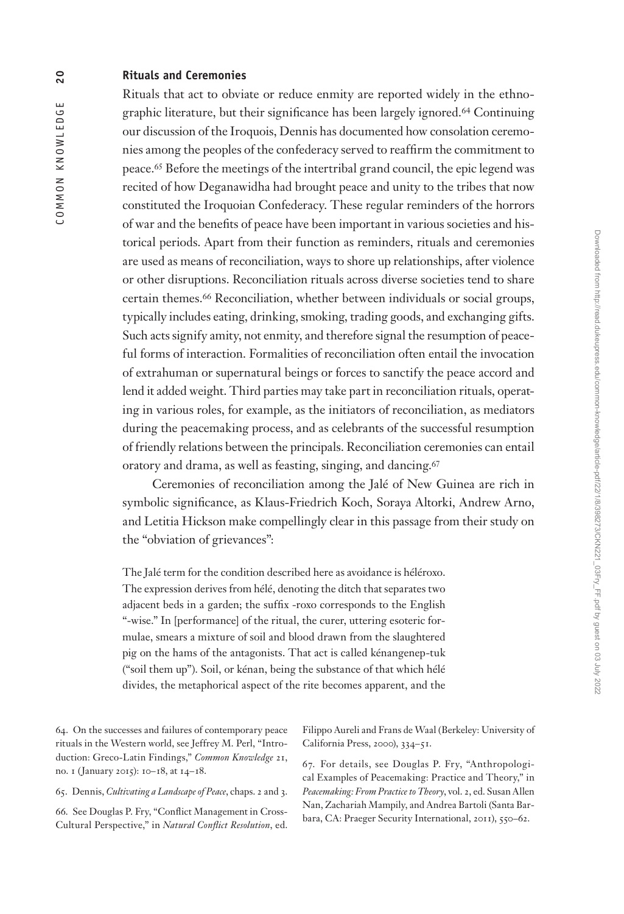### Rituals and Ceremonies

Rituals that act to obviate or reduce enmity are reported widely in the ethnographic literature, but their significance has been largely ignored.[64] Continuing our discussion of the Iroquois, Dennis has documented how consolation ceremonies among the peoples of the confederacy served to reaffirm the commitment to peace.[65] Before the meetings of the intertribal grand council, the epic legend was recited of how Deganawidha had brought peace and unity to the tribes that now constituted the Iroquoian Confederacy. These regular reminders of the horrors of war and the benefits of peace have been important in various societies and historical periods. Apart from their function as reminders, rituals and ceremonies are used as means of reconciliation, ways to shore up relationships, after violence or other disruptions. Reconciliation rituals across diverse societies tend to share certain themes.[66] Reconciliation, whether between individuals or social groups, typically includes eating, drinking, smoking, trading goods, and exchanging gifts. Such acts signify amity, not enmity, and therefore signal the resumption of peaceful forms of interaction. Formalities of reconciliation often entail the invocation of extrahuman or supernatural beings or forces to sanctify the peace accord and lend it added weight. Third parties may take part in reconciliation rituals, operating in various roles, for example, as the initiators of reconciliation, as mediators during the peacemaking process, and as celebrants of the successful resumption of friendly relations between the principals. Reconciliation ceremonies can entail oratory and drama, as well as feasting, singing, and dancing.[67]

Ceremonies of reconciliation among the Jalé of New Guinea are rich in symbolic significance, as Klaus-Friedrich Koch, Soraya Altorki, Andrew Arno, and Letitia Hickson make compellingly clear in this passage from their study on the "obviation of grievances":

> The Jalé term for the condition described here as avoidance is héléroxo. The expression derives from hélé, denoting the ditch that separates two adjacent beds in a garden; the suffix -roxo corresponds to the English "-wise." In [performance] of the ritual, the curer, uttering esoteric formulae, smears a mixture of soil and blood drawn from the slaughtered pig on the hams of the antagonists. That act is called kénangenep-tuk ("soil them up"). Soil, or kénan, being the substance of that which hélé divides, the metaphorical aspect of the rite becomes apparent, and the

64. On the successes and failures of contemporary peace rituals in the Western world, see Jeffrey M. Perl, "Introduction: Greco-Latin Findings," *Common Knowledge* 21, no. 1 (January 2015): 10–18, at 14–18.

65. Dennis, *Cultivating a Landscape of Peace*, chaps. 2 and 3.

66. See Douglas P. Fry, "Conflict Management in Cross-Cultural Perspective," in *Natural Conflict Resolution*, ed. Filippo Aureli and Frans de Waal (Berkeley: University of California Press, 2000), 334–51.

67. For details, see Douglas P. Fry, "Anthropological Examples of Peacemaking: Practice and Theory," in *Peacemaking: From Practice to Theory*, vol. 2, ed. Susan Allen Nan, Zachariah Mampily, and Andrea Bartoli (Santa Barbara, CA: Praeger Security International, 2011), 550–62.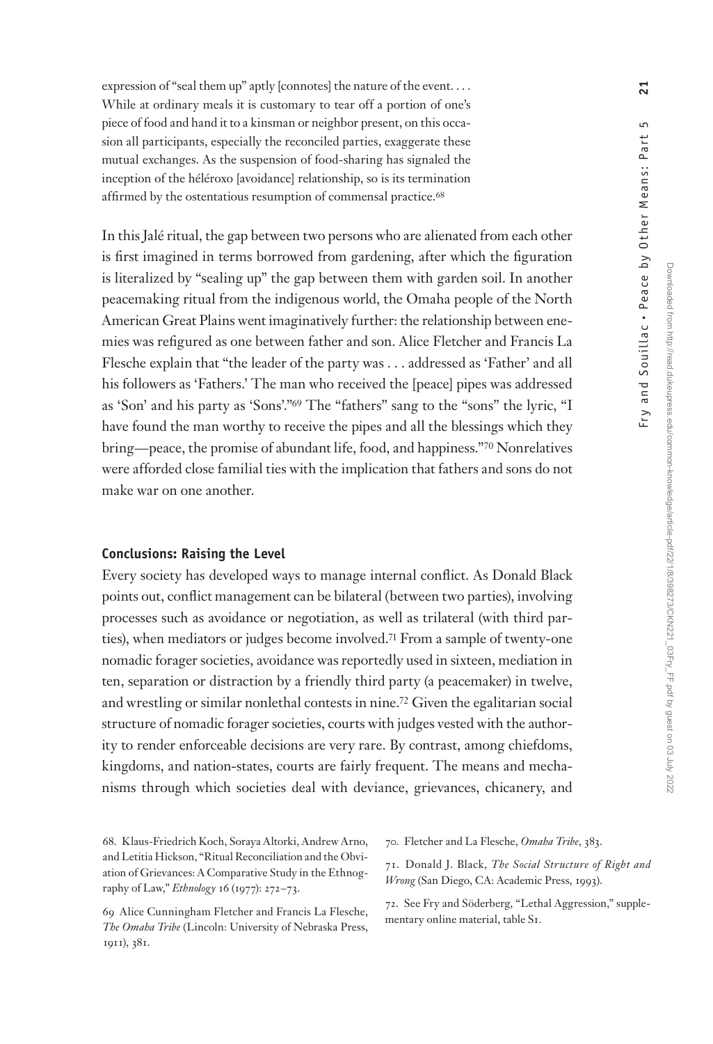expression of "seal them up" aptly [connotes] the nature of the event. . . . While at ordinary meals it is customary to tear off a portion of one's piece of food and hand it to a kinsman or neighbor present, on this occasion all participants, especially the reconciled parties, exaggerate these mutual exchanges. As the suspension of food-sharing has signaled the inception of the héléroxo [avoidance] relationship, so is its termination affirmed by the ostentatious resumption of commensal practice.[68]

In this Jalé ritual, the gap between two persons who are alienated from each other is first imagined in terms borrowed from gardening, after which the figuration is literalized by "sealing up" the gap between them with garden soil. In another peacemaking ritual from the indigenous world, the Omaha people of the North American Great Plains went imaginatively further: the relationship between enemies was refigured as one between father and son. Alice Fletcher and Francis La Flesche explain that "the leader of the party was . . . addressed as 'Father' and all his followers as 'Fathers.' The man who received the [peace] pipes was addressed as 'Son' and his party as 'Sons'."[69] The "fathers" sang to the "sons" the lyric, "I have found the man worthy to receive the pipes and all the blessings which they bring—peace, the promise of abundant life, food, and happiness."[70] Nonrelatives were afforded close familial ties with the implication that fathers and sons do not make war on one another.

## Conclusions: Raising the Level

Every society has developed ways to manage internal conflict. As Donald Black points out, conflict management can be bilateral (between two parties), involving processes such as avoidance or negotiation, as well as trilateral (with third parties), when mediators or judges become involved.[71] From a sample of twenty-one nomadic forager societies, avoidance was reportedly used in sixteen, mediation in ten, separation or distraction by a friendly third party (a peacemaker) in twelve, and wrestling or similar nonlethal contests in nine.[72] Given the egalitarian social structure of nomadic forager societies, courts with judges vested with the authority to render enforceable decisions are very rare. By contrast, among chiefdoms, kingdoms, and nation-states, courts are fairly frequent. The means and mechanisms through which societies deal with deviance, grievances, chicanery, and

68. Klaus-Friedrich Koch, Soraya Altorki, Andrew Arno, and Letitia Hickson, "Ritual Reconciliation and the Obviation of Grievances: A Comparative Study in the Ethnography of Law," *Ethnology* 16 (1977): 272–73.

69. Alice Cunningham Fletcher and Francis La Flesche, *The Omaha Tribe* (Lincoln: University of Nebraska Press, 1911), 381.

70. Fletcher and La Flesche, *Omaha Tribe*, 383.

71. Donald J. Black, *The Social Structure of Right and Wrong* (San Diego, CA: Academic Press, 1993).

72. See Fry and Söderberg, "Lethal Aggression," supplementary online material, table S1.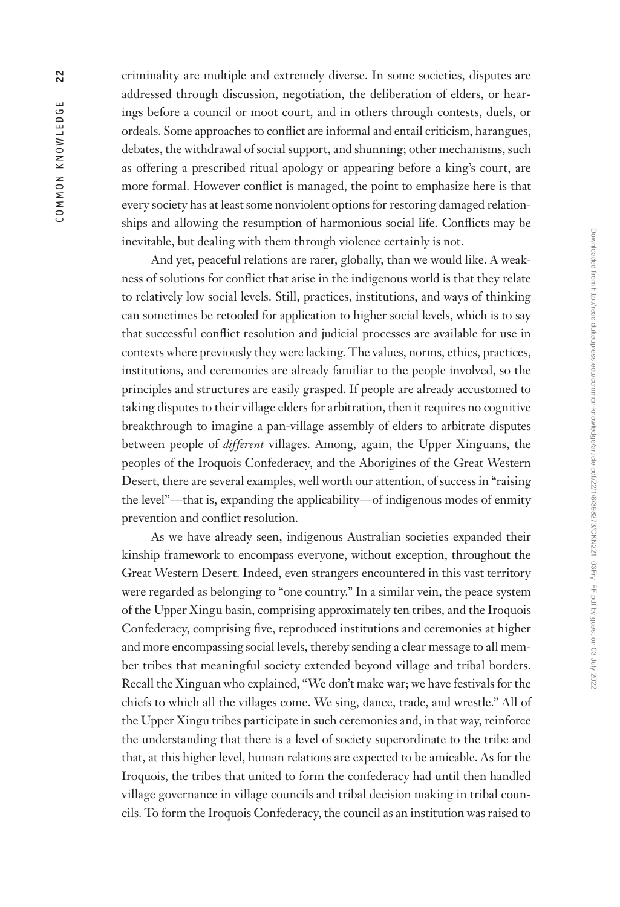criminality are multiple and extremely diverse. In some societies, disputes are addressed through discussion, negotiation, the deliberation of elders, or hearings before a council or moot court, and in others through contests, duels, or ordeals. Some approaches to conflict are informal and entail criticism, harangues, debates, the withdrawal of social support, and shunning; other mechanisms, such as offering a prescribed ritual apology or appearing before a king's court, are more formal. However conflict is managed, the point to emphasize here is that every society has at least some nonviolent options for restoring damaged relationships and allowing the resumption of harmonious social life. Conflicts may be inevitable, but dealing with them through violence certainly is not.

And yet, peaceful relations are rarer, globally, than we would like. A weakness of solutions for conflict that arise in the indigenous world is that they relate to relatively low social levels. Still, practices, institutions, and ways of thinking can sometimes be retooled for application to higher social levels, which is to say that successful conflict resolution and judicial processes are available for use in contexts where previously they were lacking. The values, norms, ethics, practices, institutions, and ceremonies are already familiar to the people involved, so the principles and structures are easily grasped. If people are already accustomed to taking disputes to their village elders for arbitration, then it requires no cognitive breakthrough to imagine a pan-village assembly of elders to arbitrate disputes between people of *different* villages. Among, again, the Upper Xinguans, the peoples of the Iroquois Confederacy, and the Aborigines of the Great Western Desert, there are several examples, well worth our attention, of success in "raising the level"—that is, expanding the applicability—of indigenous modes of enmity prevention and conflict resolution.

As we have already seen, indigenous Australian societies expanded their kinship framework to encompass everyone, without exception, throughout the Great Western Desert. Indeed, even strangers encountered in this vast territory were regarded as belonging to "one country." In a similar vein, the peace system of the Upper Xingu basin, comprising approximately ten tribes, and the Iroquois Confederacy, comprising five, reproduced institutions and ceremonies at higher and more encompassing social levels, thereby sending a clear message to all member tribes that meaningful society extended beyond village and tribal borders. Recall the Xinguan who explained, "We don't make war; we have festivals for the chiefs to which all the villages come. We sing, dance, trade, and wrestle." All of the Upper Xingu tribes participate in such ceremonies and, in that way, reinforce the understanding that there is a level of society superordinate to the tribe and that, at this higher level, human relations are expected to be amicable. As for the Iroquois, the tribes that united to form the confederacy had until then handled village governance in village councils and tribal decision making in tribal councils. To form the Iroquois Confederacy, the council as an institution was raised to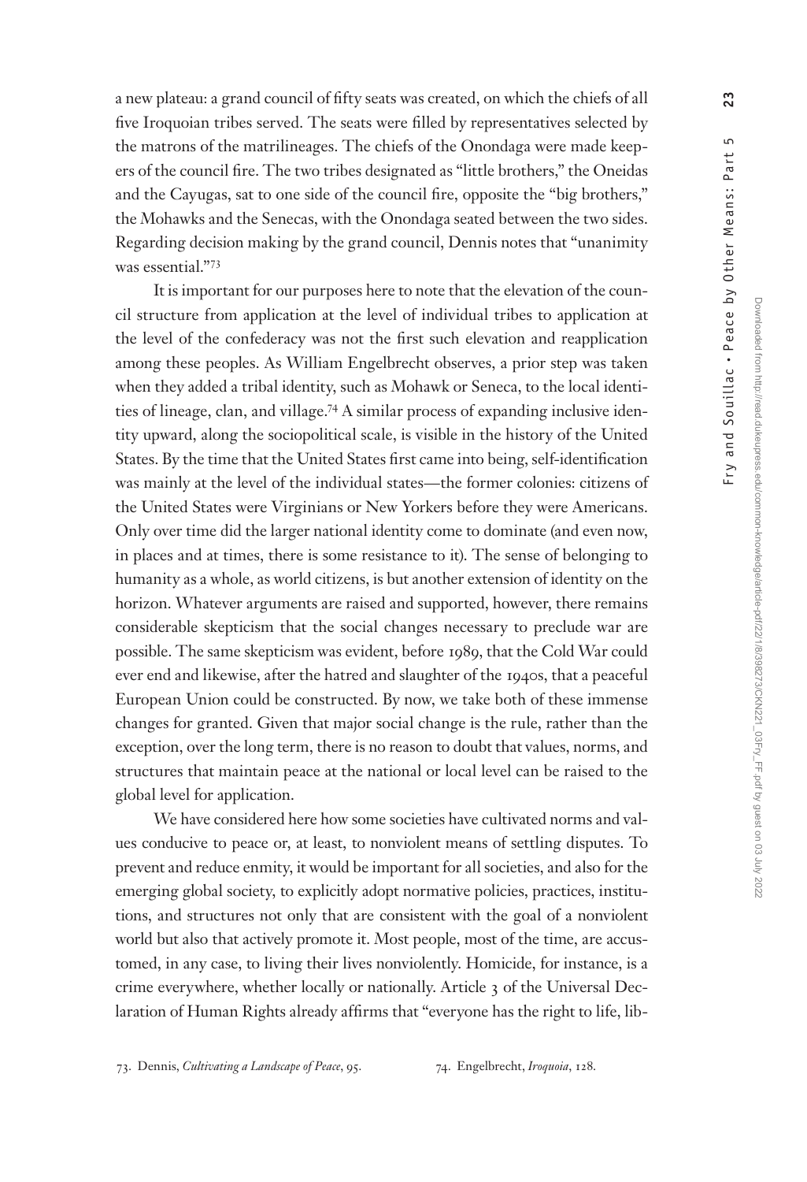a new plateau: a grand council of fifty seats was created, on which the chiefs of all five Iroquoian tribes served. The seats were filled by representatives selected by the matrons of the matrilineages. The chiefs of the Onondaga were made keepers of the council fire. The two tribes designated as "little brothers," the Oneidas and the Cayugas, sat to one side of the council fire, opposite the "big brothers," the Mohawks and the Senecas, with the Onondaga seated between the two sides. Regarding decision making by the grand council, Dennis notes that "unanimity was essential."[73]

It is important for our purposes here to note that the elevation of the council structure from application at the level of individual tribes to application at the level of the confederacy was not the first such elevation and reapplication among these peoples. As William Engelbrecht observes, a prior step was taken when they added a tribal identity, such as Mohawk or Seneca, to the local identities of lineage, clan, and village.[74] A similar process of expanding inclusive identity upward, along the sociopolitical scale, is visible in the history of the United States. By the time that the United States first came into being, self-identification was mainly at the level of the individual states—the former colonies: citizens of the United States were Virginians or New Yorkers before they were Americans. Only over time did the larger national identity come to dominate (and even now, in places and at times, there is some resistance to it). The sense of belonging to humanity as a whole, as world citizens, is but another extension of identity on the horizon. Whatever arguments are raised and supported, however, there remains considerable skepticism that the social changes necessary to preclude war are possible. The same skepticism was evident, before 1989, that the Cold War could ever end and likewise, after the hatred and slaughter of the 1940s, that a peaceful European Union could be constructed. By now, we take both of these immense changes for granted. Given that major social change is the rule, rather than the exception, over the long term, there is no reason to doubt that values, norms, and structures that maintain peace at the national or local level can be raised to the global level for application.

We have considered here how some societies have cultivated norms and values conducive to peace or, at least, to nonviolent means of settling disputes. To prevent and reduce enmity, it would be important for all societies, and also for the emerging global society, to explicitly adopt normative policies, practices, institutions, and structures not only that are consistent with the goal of a nonviolent world but also that actively promote it. Most people, most of the time, are accustomed, in any case, to living their lives nonviolently. Homicide, for instance, is a crime everywhere, whether locally or nationally. Article 3 of the Universal Declaration of Human Rights already affirms that "everyone has the right to life, lib-

73. Dennis, *Cultivating a Landscape of Peace*, 95.

74. Engelbrecht, *Iroquoia*, 128.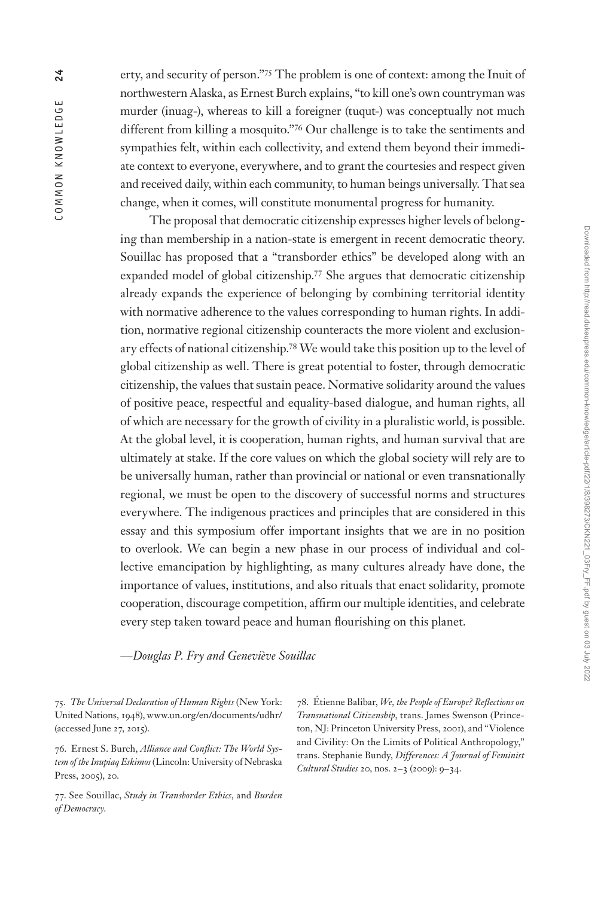erty, and security of person."[75] The problem is one of context: among the Inuit of northwestern Alaska, as Ernest Burch explains, "to kill one's own countryman was murder (inuag-), whereas to kill a foreigner (tuqut-) was conceptually not much different from killing a mosquito."[76] Our challenge is to take the sentiments and sympathies felt, within each collectivity, and extend them beyond their immediate context to everyone, everywhere, and to grant the courtesies and respect given and received daily, within each community, to human beings universally. That sea change, when it comes, will constitute monumental progress for humanity.

The proposal that democratic citizenship expresses higher levels of belonging than membership in a nation-state is emergent in recent democratic theory. Souillac has proposed that a "transborder ethics" be developed along with an expanded model of global citizenship.[77] She argues that democratic citizenship already expands the experience of belonging by combining territorial identity with normative adherence to the values corresponding to human rights. In addition, normative regional citizenship counteracts the more violent and exclusionary effects of national citizenship.[78] We would take this position up to the level of global citizenship as well. There is great potential to foster, through democratic citizenship, the values that sustain peace. Normative solidarity around the values of positive peace, respectful and equality-based dialogue, and human rights, all of which are necessary for the growth of civility in a pluralistic world, is possible. At the global level, it is cooperation, human rights, and human survival that are ultimately at stake. If the core values on which the global society will rely are to be universally human, rather than provincial or national or even transnationally regional, we must be open to the discovery of successful norms and structures everywhere. The indigenous practices and principles that are considered in this essay and this symposium offer important insights that we are in no position to overlook. We can begin a new phase in our process of individual and collective emancipation by highlighting, as many cultures already have done, the importance of values, institutions, and also rituals that enact solidarity, promote cooperation, discourage competition, affirm our multiple identities, and celebrate every step taken toward peace and human flourishing on this planet.

*—Douglas P. Fry and Geneviève Souillac*

75. *The Universal Declaration of Human Rights* (New York: United Nations, 1948), www.un.org/en/documents/udhr/ (accessed June 27, 2015).

76. Ernest S. Burch, *Alliance and Conflict: The World System of the Inupiaq Eskimos* (Lincoln: University of Nebraska Press, 2005), 20.

77. See Souillac, *Study in Transborder Ethics*, and *Burden of Democracy*.

78. Étienne Balibar, *We, the People of Europe? Reflections on Transnational Citizenship*, trans. James Swenson (Princeton, NJ: Princeton University Press, 2001), and "Violence and Civility: On the Limits of Political Anthropology," trans. Stephanie Bundy, *Differences: A Journal of Feminist Cultural Studies* 20, nos. 2–3 (2009): 9–34.